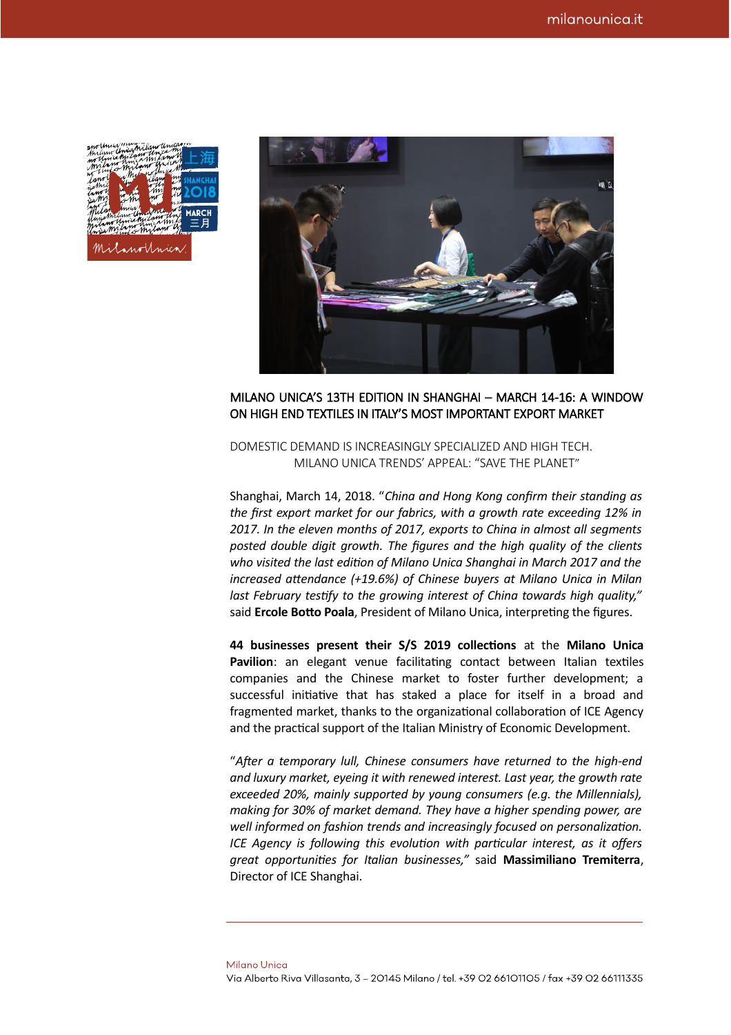# MILANO UNICA'S 13TH EDITION IN SHANGHAI – MARCH 14-16: A WINDOW ON HIGH END TEXTILES IN ITALY'S MOST IMPORTANT EXPORT MARKET

DOMESTIC DEMAND IS INCREASINGLY SPECIALIZED AND HIGH TECH.
MILANO UNICA TRENDS' APPEAL: "SAVE THE PLANET"

Shanghai, March 14, 2018. "*China and Hong Kong confirm their standing as the first export market for our fabrics, with a growth rate exceeding 12% in 2017. In the eleven months of 2017, exports to China in almost all segments posted double digit growth. The figures and the high quality of the clients who visited the last edition of Milano Unica Shanghai in March 2017 and the increased attendance (+19.6%) of Chinese buyers at Milano Unica in Milan last February testify to the growing interest of China towards high quality,"* said **Ercole Botto Poala**, President of Milano Unica, interpreting the figures.

**44 businesses present their S/S 2019 collections** at the **Milano Unica Pavilion**: an elegant venue facilitating contact between Italian textiles companies and the Chinese market to foster further development; a successful initiative that has staked a place for itself in a broad and fragmented market, thanks to the organizational collaboration of ICE Agency and the practical support of the Italian Ministry of Economic Development.

"*After a temporary lull, Chinese consumers have returned to the high-end and luxury market, eyeing it with renewed interest. Last year, the growth rate exceeded 20%, mainly supported by young consumers (e.g. the Millennials), making for 30% of market demand. They have a higher spending power, are well informed on fashion trends and increasingly focused on personalization. ICE Agency is following this evolution with particular interest, as it offers great opportunities for Italian businesses,"* said **Massimiliano Tremiterra**, Director of ICE Shanghai.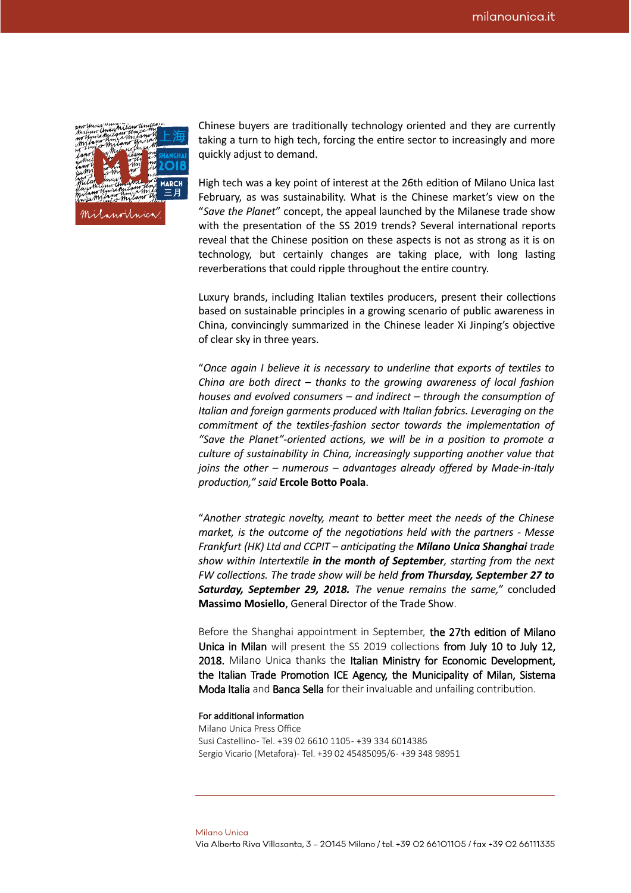Chinese buyers are traditionally technology oriented and they are currently taking a turn to high tech, forcing the entire sector to increasingly and more quickly adjust to demand.

High tech was a key point of interest at the 26th edition of Milano Unica last February, as was sustainability. What is the Chinese market's view on the "*Save the Planet*" concept, the appeal launched by the Milanese trade show with the presentation of the SS 2019 trends? Several international reports reveal that the Chinese position on these aspects is not as strong as it is on technology, but certainly changes are taking place, with long lasting reverberations that could ripple throughout the entire country.

Luxury brands, including Italian textiles producers, present their collections based on sustainable principles in a growing scenario of public awareness in China, convincingly summarized in the Chinese leader Xi Jinping's objective of clear sky in three years.

"*Once again I believe it is necessary to underline that exports of textiles to China are both direct – thanks to the growing awareness of local fashion houses and evolved consumers – and indirect – through the consumption of Italian and foreign garments produced with Italian fabrics. Leveraging on the commitment of the textiles-fashion sector towards the implementation of "Save the Planet"-oriented actions, we will be in a position to promote a culture of sustainability in China, increasingly supporting another value that joins the other – numerous – advantages already offered by Made-in-Italy production," said* **Ercole Botto Poala**.

"*Another strategic novelty, meant to better meet the needs of the Chinese market, is the outcome of the negotiations held with the partners - Messe Frankfurt (HK) Ltd and CCPIT – anticipating the* ***Milano Unica Shanghai*** *trade show within Intertextile* ***in the month of September****, starting from the next FW collections. The trade show will be held* ***from Thursday, September 27 to Saturday, September 29, 2018.*** *The venue remains the same,"* concluded **Massimo Mosiello**, General Director of the Trade Show.

Before the Shanghai appointment in September, the 27th edition of Milano Unica in Milan will present the SS 2019 collections from July 10 to July 12, 2018. Milano Unica thanks the Italian Ministry for Economic Development, the Italian Trade Promotion ICE Agency, the Municipality of Milan, Sistema Moda Italia and Banca Sella for their invaluable and unfailing contribution.

**For additional information**
Milano Unica Press Office
Susi Castellino- Tel. +39 02 6610 1105- +39 334 6014386
Sergio Vicario (Metafora)- Tel. +39 02 45485095/6- +39 348 98951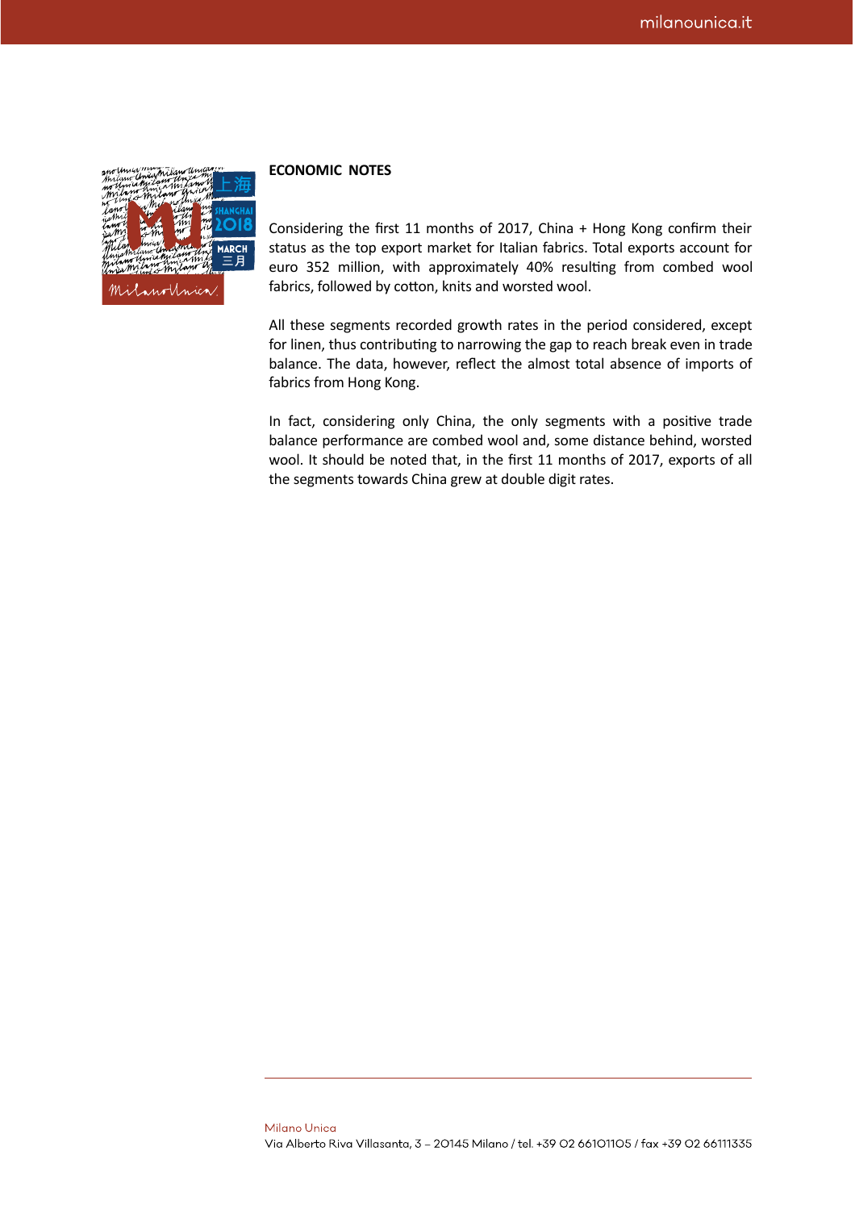**ECONOMIC NOTES**

Considering the first 11 months of 2017, China + Hong Kong confirm their status as the top export market for Italian fabrics. Total exports account for euro 352 million, with approximately 40% resulting from combed wool fabrics, followed by cotton, knits and worsted wool.

All these segments recorded growth rates in the period considered, except for linen, thus contributing to narrowing the gap to reach break even in trade balance. The data, however, reflect the almost total absence of imports of fabrics from Hong Kong.

In fact, considering only China, the only segments with a positive trade balance performance are combed wool and, some distance behind, worsted wool. It should be noted that, in the first 11 months of 2017, exports of all the segments towards China grew at double digit rates.